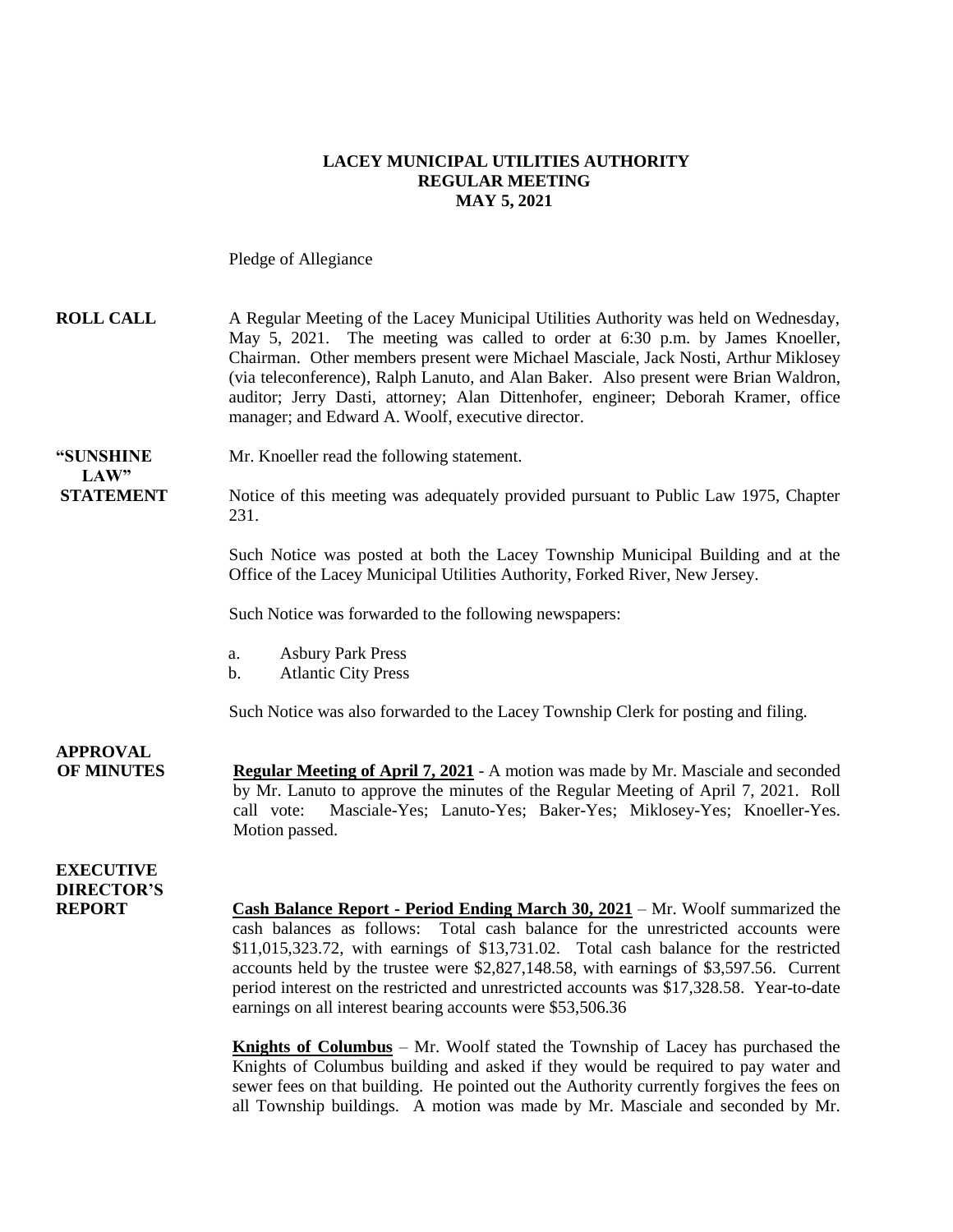**LACEY MUNICIPAL UTILITIES AUTHORITY**
**REGULAR MEETING**
**MAY 5, 2021**

Pledge of Allegiance

**ROLL CALL** A Regular Meeting of the Lacey Municipal Utilities Authority was held on Wednesday, May 5, 2021. The meeting was called to order at 6:30 p.m. by James Knoeller, Chairman. Other members present were Michael Masciale, Jack Nosti, Arthur Miklosey (via teleconference), Ralph Lanuto, and Alan Baker. Also present were Brian Waldron, auditor; Jerry Dasti, attorney; Alan Dittenhofer, engineer; Deborah Kramer, office manager; and Edward A. Woolf, executive director.

**"SUNSHINE LAW" STATEMENT** Mr. Knoeller read the following statement.

Notice of this meeting was adequately provided pursuant to Public Law 1975, Chapter 231.

Such Notice was posted at both the Lacey Township Municipal Building and at the Office of the Lacey Municipal Utilities Authority, Forked River, New Jersey.

Such Notice was forwarded to the following newspapers:

a. Asbury Park Press
b. Atlantic City Press

Such Notice was also forwarded to the Lacey Township Clerk for posting and filing.

**APPROVAL OF MINUTES** **Regular Meeting of April 7, 2021** - A motion was made by Mr. Masciale and seconded by Mr. Lanuto to approve the minutes of the Regular Meeting of April 7, 2021. Roll call vote: Masciale-Yes; Lanuto-Yes; Baker-Yes; Miklosey-Yes; Knoeller-Yes. Motion passed.

**EXECUTIVE DIRECTOR'S REPORT** **Cash Balance Report - Period Ending March 30, 2021** – Mr. Woolf summarized the cash balances as follows: Total cash balance for the unrestricted accounts were $11,015,323.72, with earnings of $13,731.02. Total cash balance for the restricted accounts held by the trustee were $2,827,148.58, with earnings of $3,597.56. Current period interest on the restricted and unrestricted accounts was $17,328.58. Year-to-date earnings on all interest bearing accounts were $53,506.36

**Knights of Columbus** – Mr. Woolf stated the Township of Lacey has purchased the Knights of Columbus building and asked if they would be required to pay water and sewer fees on that building. He pointed out the Authority currently forgives the fees on all Township buildings. A motion was made by Mr. Masciale and seconded by Mr.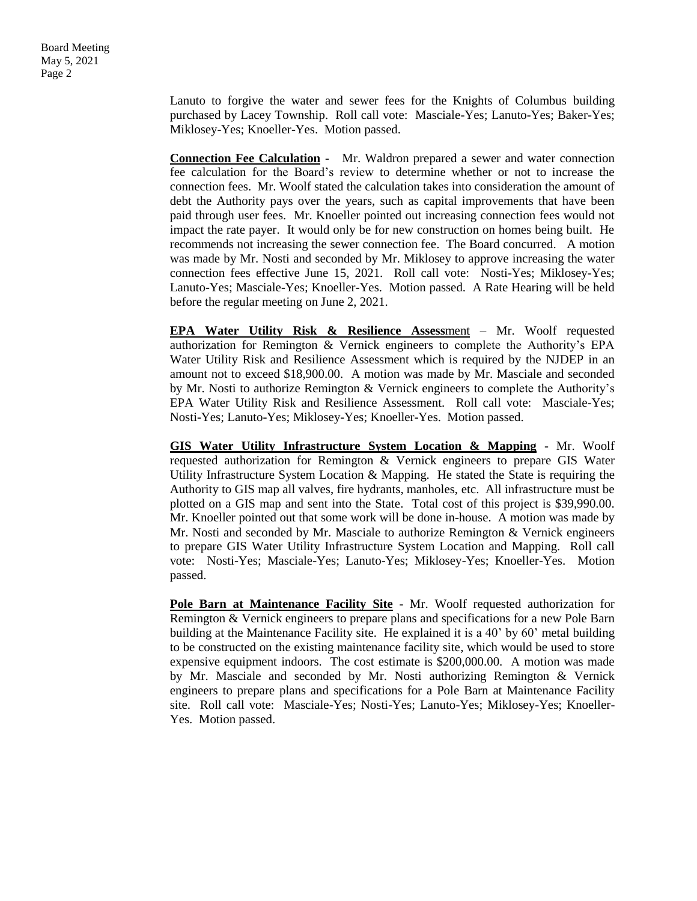Lanuto to forgive the water and sewer fees for the Knights of Columbus building purchased by Lacey Township. Roll call vote: Masciale-Yes; Lanuto-Yes; Baker-Yes; Miklosey-Yes; Knoeller-Yes. Motion passed.

**Connection Fee Calculation** - Mr. Waldron prepared a sewer and water connection fee calculation for the Board's review to determine whether or not to increase the connection fees. Mr. Woolf stated the calculation takes into consideration the amount of debt the Authority pays over the years, such as capital improvements that have been paid through user fees. Mr. Knoeller pointed out increasing connection fees would not impact the rate payer. It would only be for new construction on homes being built. He recommends not increasing the sewer connection fee. The Board concurred. A motion was made by Mr. Nosti and seconded by Mr. Miklosey to approve increasing the water connection fees effective June 15, 2021. Roll call vote: Nosti-Yes; Miklosey-Yes; Lanuto-Yes; Masciale-Yes; Knoeller-Yes. Motion passed. A Rate Hearing will be held before the regular meeting on June 2, 2021.

**EPA Water Utility Risk & Resilience Assessment** – Mr. Woolf requested authorization for Remington & Vernick engineers to complete the Authority's EPA Water Utility Risk and Resilience Assessment which is required by the NJDEP in an amount not to exceed $18,900.00. A motion was made by Mr. Masciale and seconded by Mr. Nosti to authorize Remington & Vernick engineers to complete the Authority's EPA Water Utility Risk and Resilience Assessment. Roll call vote: Masciale-Yes; Nosti-Yes; Lanuto-Yes; Miklosey-Yes; Knoeller-Yes. Motion passed.

**GIS Water Utility Infrastructure System Location & Mapping** - Mr. Woolf requested authorization for Remington & Vernick engineers to prepare GIS Water Utility Infrastructure System Location & Mapping. He stated the State is requiring the Authority to GIS map all valves, fire hydrants, manholes, etc. All infrastructure must be plotted on a GIS map and sent into the State. Total cost of this project is $39,990.00. Mr. Knoeller pointed out that some work will be done in-house. A motion was made by Mr. Nosti and seconded by Mr. Masciale to authorize Remington & Vernick engineers to prepare GIS Water Utility Infrastructure System Location and Mapping. Roll call vote: Nosti-Yes; Masciale-Yes; Lanuto-Yes; Miklosey-Yes; Knoeller-Yes. Motion passed.

**Pole Barn at Maintenance Facility Site** - Mr. Woolf requested authorization for Remington & Vernick engineers to prepare plans and specifications for a new Pole Barn building at the Maintenance Facility site. He explained it is a 40' by 60' metal building to be constructed on the existing maintenance facility site, which would be used to store expensive equipment indoors. The cost estimate is $200,000.00. A motion was made by Mr. Masciale and seconded by Mr. Nosti authorizing Remington & Vernick engineers to prepare plans and specifications for a Pole Barn at Maintenance Facility site. Roll call vote: Masciale-Yes; Nosti-Yes; Lanuto-Yes; Miklosey-Yes; Knoeller-Yes. Motion passed.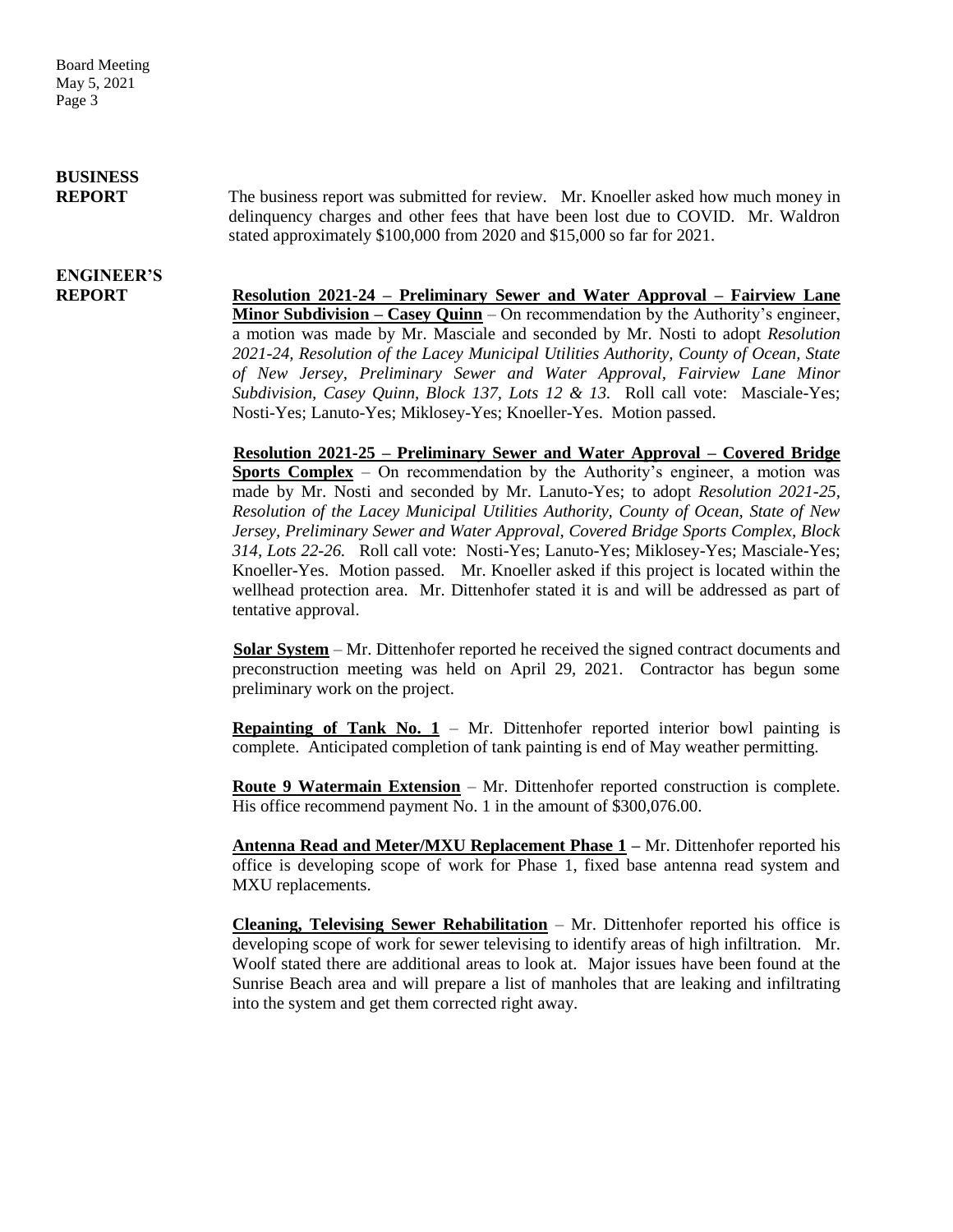**BUSINESS REPORT**

The business report was submitted for review. Mr. Knoeller asked how much money in delinquency charges and other fees that have been lost due to COVID. Mr. Waldron stated approximately $100,000 from 2020 and $15,000 so far for 2021.

**ENGINEER'S REPORT**

**Resolution 2021-24 – Preliminary Sewer and Water Approval – Fairview Lane Minor Subdivision – Casey Quinn** – On recommendation by the Authority's engineer, a motion was made by Mr. Masciale and seconded by Mr. Nosti to adopt *Resolution 2021-24, Resolution of the Lacey Municipal Utilities Authority, County of Ocean, State of New Jersey, Preliminary Sewer and Water Approval, Fairview Lane Minor Subdivision, Casey Quinn, Block 137, Lots 12 & 13.* Roll call vote: Masciale-Yes; Nosti-Yes; Lanuto-Yes; Miklosey-Yes; Knoeller-Yes. Motion passed.

**Resolution 2021-25 – Preliminary Sewer and Water Approval – Covered Bridge Sports Complex** – On recommendation by the Authority's engineer, a motion was made by Mr. Nosti and seconded by Mr. Lanuto-Yes; to adopt *Resolution 2021-25, Resolution of the Lacey Municipal Utilities Authority, County of Ocean, State of New Jersey, Preliminary Sewer and Water Approval, Covered Bridge Sports Complex, Block 314, Lots 22-26.* Roll call vote: Nosti-Yes; Lanuto-Yes; Miklosey-Yes; Masciale-Yes; Knoeller-Yes. Motion passed. Mr. Knoeller asked if this project is located within the wellhead protection area. Mr. Dittenhofer stated it is and will be addressed as part of tentative approval.

**Solar System** – Mr. Dittenhofer reported he received the signed contract documents and preconstruction meeting was held on April 29, 2021. Contractor has begun some preliminary work on the project.

**Repainting of Tank No. 1** – Mr. Dittenhofer reported interior bowl painting is complete. Anticipated completion of tank painting is end of May weather permitting.

**Route 9 Watermain Extension** – Mr. Dittenhofer reported construction is complete. His office recommend payment No. 1 in the amount of $300,076.00.

**Antenna Read and Meter/MXU Replacement Phase 1** – Mr. Dittenhofer reported his office is developing scope of work for Phase 1, fixed base antenna read system and MXU replacements.

**Cleaning, Televising Sewer Rehabilitation** – Mr. Dittenhofer reported his office is developing scope of work for sewer televising to identify areas of high infiltration. Mr. Woolf stated there are additional areas to look at. Major issues have been found at the Sunrise Beach area and will prepare a list of manholes that are leaking and infiltrating into the system and get them corrected right away.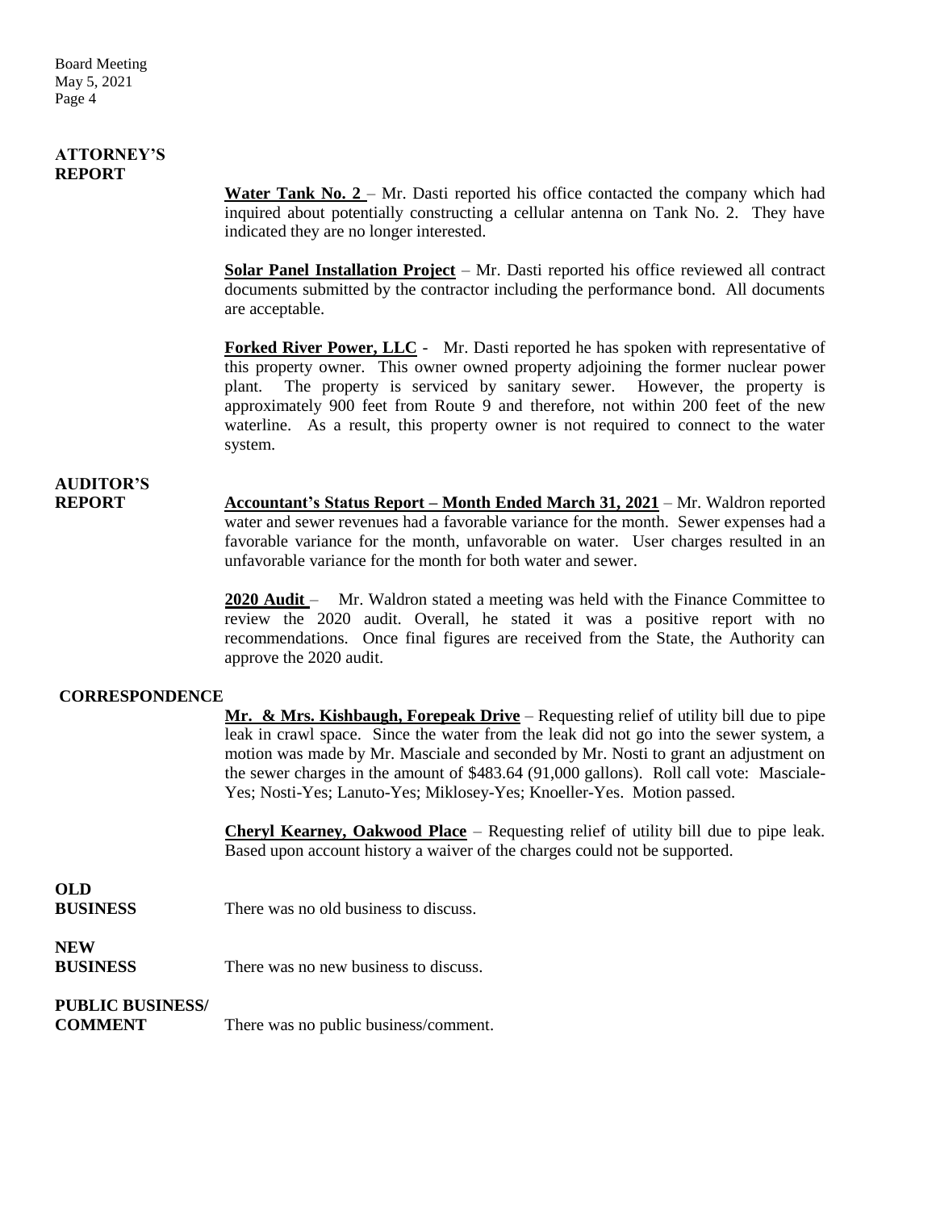**ATTORNEY'S REPORT**

**Water Tank No. 2** – Mr. Dasti reported his office contacted the company which had inquired about potentially constructing a cellular antenna on Tank No. 2. They have indicated they are no longer interested.

**Solar Panel Installation Project** – Mr. Dasti reported his office reviewed all contract documents submitted by the contractor including the performance bond. All documents are acceptable.

**Forked River Power, LLC** - Mr. Dasti reported he has spoken with representative of this property owner. This owner owned property adjoining the former nuclear power plant. The property is serviced by sanitary sewer. However, the property is approximately 900 feet from Route 9 and therefore, not within 200 feet of the new waterline. As a result, this property owner is not required to connect to the water system.

**AUDITOR'S REPORT**

**Accountant's Status Report – Month Ended March 31, 2021** – Mr. Waldron reported water and sewer revenues had a favorable variance for the month. Sewer expenses had a favorable variance for the month, unfavorable on water. User charges resulted in an unfavorable variance for the month for both water and sewer.

**2020 Audit** – Mr. Waldron stated a meeting was held with the Finance Committee to review the 2020 audit. Overall, he stated it was a positive report with no recommendations. Once final figures are received from the State, the Authority can approve the 2020 audit.

**CORRESPONDENCE**

**Mr. & Mrs. Kishbaugh, Forepeak Drive** – Requesting relief of utility bill due to pipe leak in crawl space. Since the water from the leak did not go into the sewer system, a motion was made by Mr. Masciale and seconded by Mr. Nosti to grant an adjustment on the sewer charges in the amount of $483.64 (91,000 gallons). Roll call vote: Masciale-Yes; Nosti-Yes; Lanuto-Yes; Miklosey-Yes; Knoeller-Yes. Motion passed.

**Cheryl Kearney, Oakwood Place** – Requesting relief of utility bill due to pipe leak. Based upon account history a waiver of the charges could not be supported.

**OLD BUSINESS**

There was no old business to discuss.

**NEW BUSINESS**

There was no new business to discuss.

**PUBLIC BUSINESS/ COMMENT**

There was no public business/comment.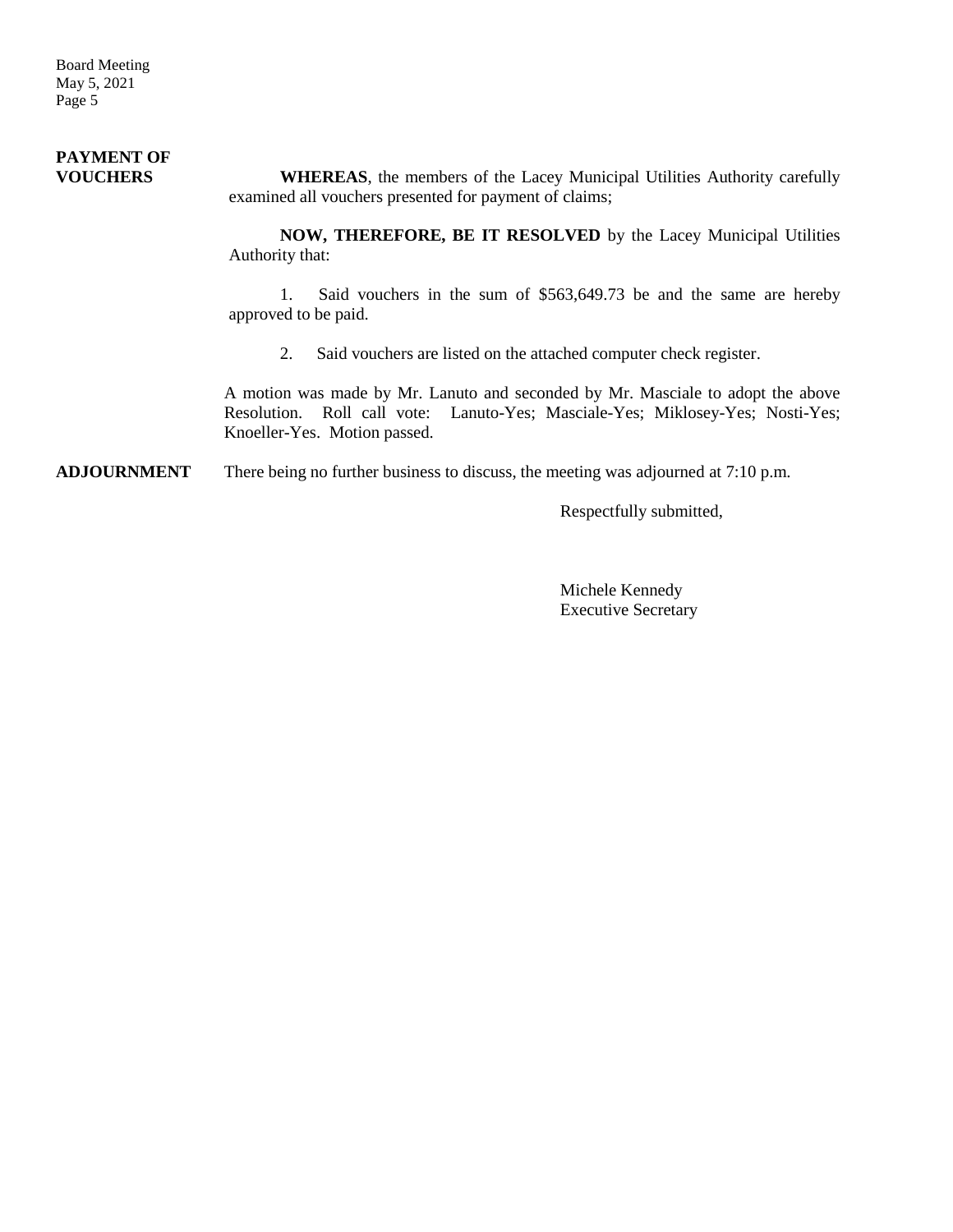**PAYMENT OF VOUCHERS**

**WHEREAS**, the members of the Lacey Municipal Utilities Authority carefully examined all vouchers presented for payment of claims;

**NOW, THEREFORE, BE IT RESOLVED** by the Lacey Municipal Utilities Authority that:

1. Said vouchers in the sum of $563,649.73 be and the same are hereby approved to be paid.

2. Said vouchers are listed on the attached computer check register.

A motion was made by Mr. Lanuto and seconded by Mr. Masciale to adopt the above Resolution. Roll call vote: Lanuto-Yes; Masciale-Yes; Miklosey-Yes; Nosti-Yes; Knoeller-Yes. Motion passed.

**ADJOURNMENT** There being no further business to discuss, the meeting was adjourned at 7:10 p.m.

Respectfully submitted,

Michele Kennedy
Executive Secretary